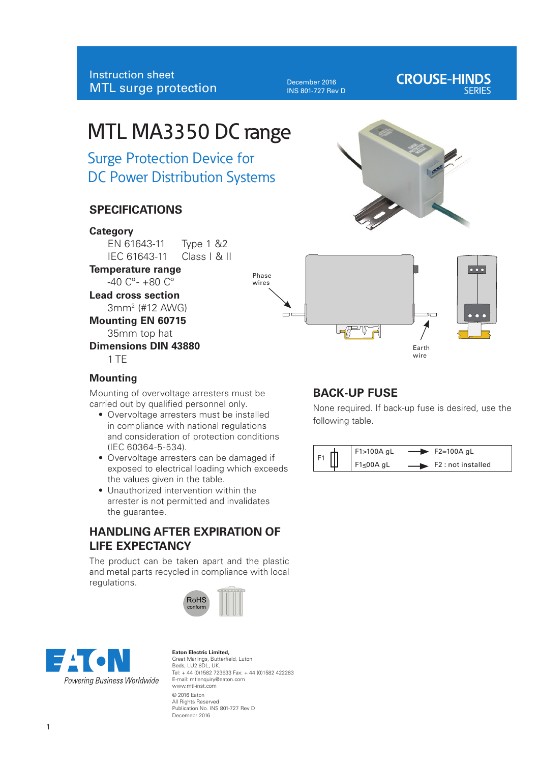Instruction sheet
MTL surge protection

December 2016
INS 801-727 Rev D

CROUSE-HINDS SERIES

# MTL MA3350 DC range

## Surge Protection Device for DC Power Distribution Systems

## SPECIFICATIONS

**Category**

EN 61643-11 Type 1 &2

IEC 61643-11 Class I & II

**Temperature range**

-40 C°- +80 C°

**Lead cross section**

3mm² (#12 AWG)

**Mounting EN 60715**

35mm top hat

**Dimensions DIN 43880**

1 TE

Phase wires

Earth wire

### Mounting

Mounting of overvoltage arresters must be carried out by qualified personnel only.

- Overvoltage arresters must be installed in compliance with national regulations and consideration of protection conditions (IEC 60364-5-534).
- Overvoltage arresters can be damaged if exposed to electrical loading which exceeds the values given in the table.
- Unauthorized intervention within the arrester is not permitted and invalidates the guarantee.

## HANDLING AFTER EXPIRATION OF LIFE EXPECTANCY

The product can be taken apart and the plastic and metal parts recycled in compliance with local regulations.

RoHS conform

## BACK-UP FUSE

None required. If back-up fuse is desired, use the following table.

| F1 | | |
|---|---|---|
| | F1>100A gL → | F2=100A gL |
| | F1≤00A gL → | F2 : not installed |

Powering Business Worldwide

**Eaton Electric Limited,**
Great Marlings, Butterfield, Luton
Beds, LU2 8DL, UK.
Tel: + 44 (0)1582 723633 Fax: + 44 (0)1582 422283
E-mail: mtlenquiry@eaton.com
www.mtl-inst.com

© 2016 Eaton
All Rights Reserved
Publication No. INS 801-727 Rev D
Decemebr 2016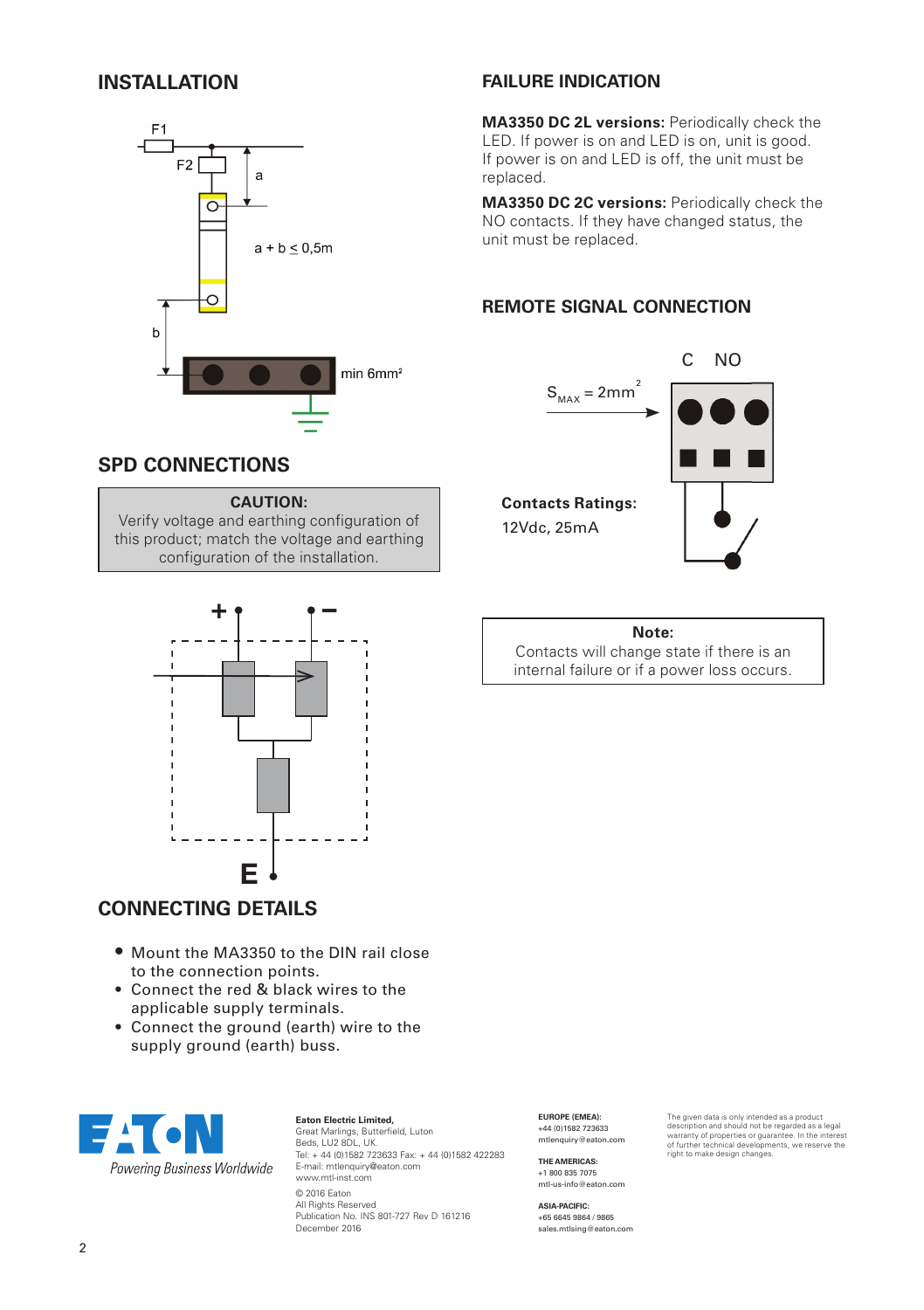## INSTALLATION

F1

F2

a

a + b ≤ 0,5m

b

min 6mm²

## SPD CONNECTIONS

**CAUTION:**
Verify voltage and earthing configuration of this product; match the voltage and earthing configuration of the installation.

+

−

E

## CONNECTING DETAILS

- Mount the MA3350 to the DIN rail close to the connection points.
- Connect the red & black wires to the applicable supply terminals.
- Connect the ground (earth) wire to the supply ground (earth) buss.

## FAILURE INDICATION

**MA3350 DC 2L versions:** Periodically check the LED. If power is on and LED is on, unit is good. If power is on and LED is off, the unit must be replaced.

**MA3350 DC 2C versions:** Periodically check the NO contacts. If they have changed status, the unit must be replaced.

## REMOTE SIGNAL CONNECTION

C NO

$S_{MAX} = 2mm^2$

**Contacts Ratings:**
12Vdc, 25mA

**Note:**
Contacts will change state if there is an internal failure or if a power loss occurs.

EATON
*Powering Business Worldwide*

**Eaton Electric Limited,**
Great Marlings, Butterfield, Luton
Beds, LU2 8DL, UK.
Tel: + 44 (0)1582 723633 Fax: + 44 (0)1582 422283
E-mail: mtlenquiry@eaton.com
www.mtl-inst.com

© 2016 Eaton
All Rights Reserved
Publication No. INS 801-727 Rev D 161216
December 2016

**EUROPE (EMEA):**
+44 (0)1582 723633
mtlenquiry@eaton.com

**THE AMERICAS:**
+1 800 835 7075
mtl-us-info@eaton.com

**ASIA-PACIFIC:**
+65 6645 9864 / 9865
sales.mtlsing@eaton.com

The given data is only intended as a product description and should not be regarded as a legal warranty of properties or guarantee. In the interest of further technical developments, we reserve the right to make design changes.